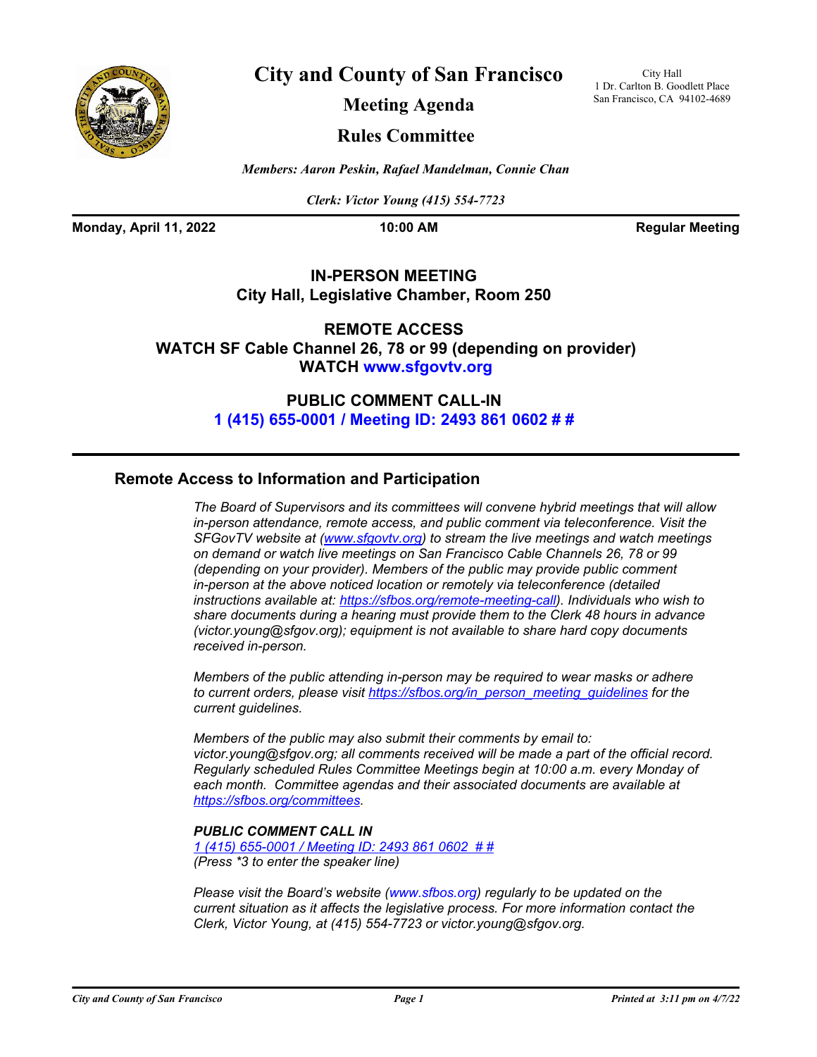# City and County of San Francisco

## Meeting Agenda

## Rules Committee

City Hall
1 Dr. Carlton B. Goodlett Place
San Francisco, CA 94102-4689

*Members: Aaron Peskin, Rafael Mandelman, Connie Chan*

*Clerk: Victor Young (415) 554-7723*

**Monday, April 11, 2022** **10:00 AM** **Regular Meeting**

**IN-PERSON MEETING**
**City Hall, Legislative Chamber, Room 250**

**REMOTE ACCESS**
**WATCH SF Cable Channel 26, 78 or 99 (depending on provider)**
**WATCH www.sfgovtv.org**

**PUBLIC COMMENT CALL-IN**
**1 (415) 655-0001 / Meeting ID: 2493 861 0602 # #**

### Remote Access to Information and Participation

*The Board of Supervisors and its committees will convene hybrid meetings that will allow in-person attendance, remote access, and public comment via teleconference. Visit the SFGovTV website at (www.sfgovtv.org) to stream the live meetings and watch meetings on demand or watch live meetings on San Francisco Cable Channels 26, 78 or 99 (depending on your provider). Members of the public may provide public comment in-person at the above noticed location or remotely via teleconference (detailed instructions available at: https://sfbos.org/remote-meeting-call). Individuals who wish to share documents during a hearing must provide them to the Clerk 48 hours in advance (victor.young@sfgov.org); equipment is not available to share hard copy documents received in-person.*

*Members of the public attending in-person may be required to wear masks or adhere to current orders, please visit https://sfbos.org/in_person_meeting_guidelines for the current guidelines.*

*Members of the public may also submit their comments by email to: victor.young@sfgov.org; all comments received will be made a part of the official record. Regularly scheduled Rules Committee Meetings begin at 10:00 a.m. every Monday of each month. Committee agendas and their associated documents are available at https://sfbos.org/committees.*

***PUBLIC COMMENT CALL IN***
*1 (415) 655-0001 / Meeting ID: 2493 861 0602 # #*
*(Press *3 to enter the speaker line)*

*Please visit the Board's website (www.sfbos.org) regularly to be updated on the current situation as it affects the legislative process. For more information contact the Clerk, Victor Young, at (415) 554-7723 or victor.young@sfgov.org.*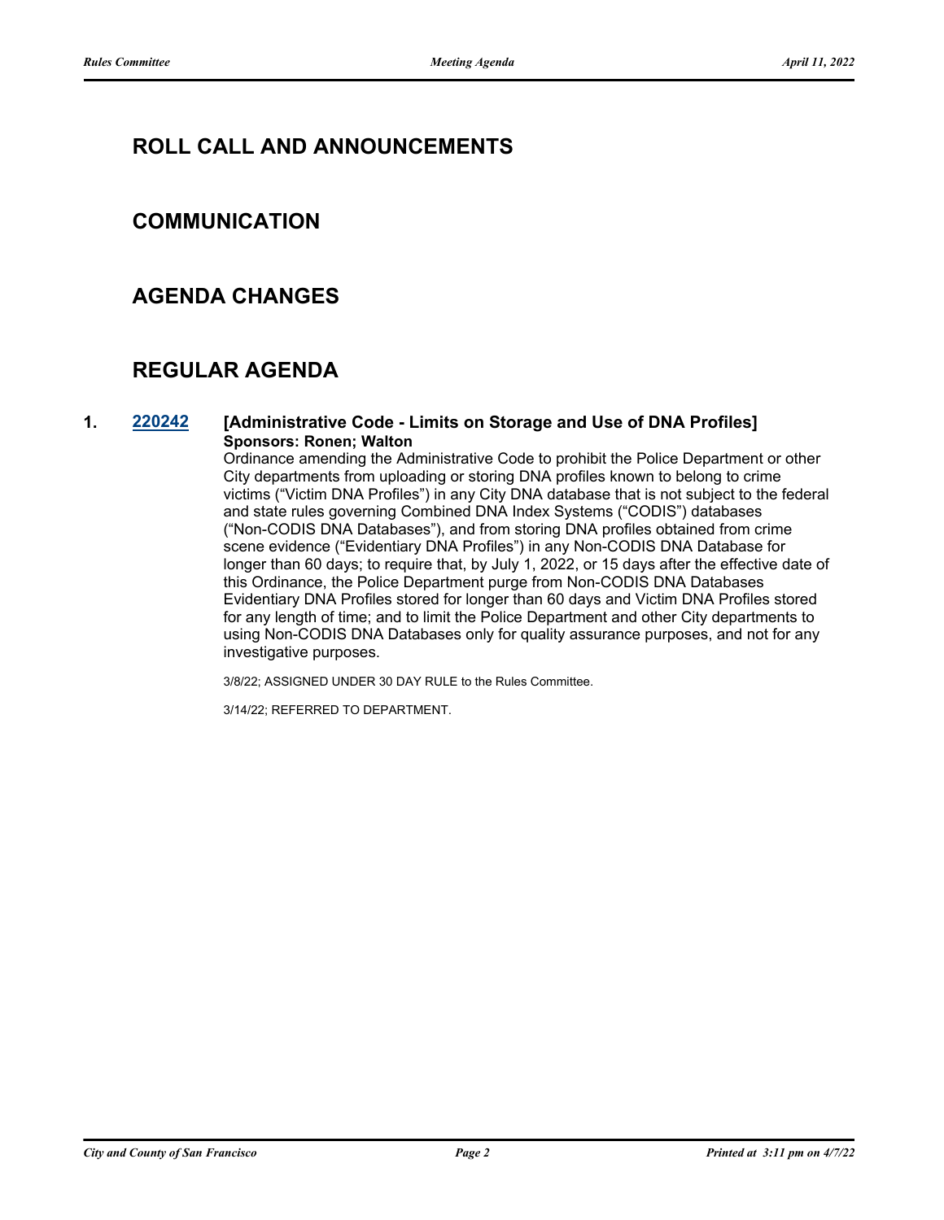## ROLL CALL AND ANNOUNCEMENTS

## COMMUNICATION

## AGENDA CHANGES

## REGULAR AGENDA

**1. 220242 [Administrative Code - Limits on Storage and Use of DNA Profiles]**
**Sponsors: Ronen; Walton**

Ordinance amending the Administrative Code to prohibit the Police Department or other City departments from uploading or storing DNA profiles known to belong to crime victims ("Victim DNA Profiles") in any City DNA database that is not subject to the federal and state rules governing Combined DNA Index Systems ("CODIS") databases ("Non-CODIS DNA Databases"), and from storing DNA profiles obtained from crime scene evidence ("Evidentiary DNA Profiles") in any Non-CODIS DNA Database for longer than 60 days; to require that, by July 1, 2022, or 15 days after the effective date of this Ordinance, the Police Department purge from Non-CODIS DNA Databases Evidentiary DNA Profiles stored for longer than 60 days and Victim DNA Profiles stored for any length of time; and to limit the Police Department and other City departments to using Non-CODIS DNA Databases only for quality assurance purposes, and not for any investigative purposes.

3/8/22; ASSIGNED UNDER 30 DAY RULE to the Rules Committee.

3/14/22; REFERRED TO DEPARTMENT.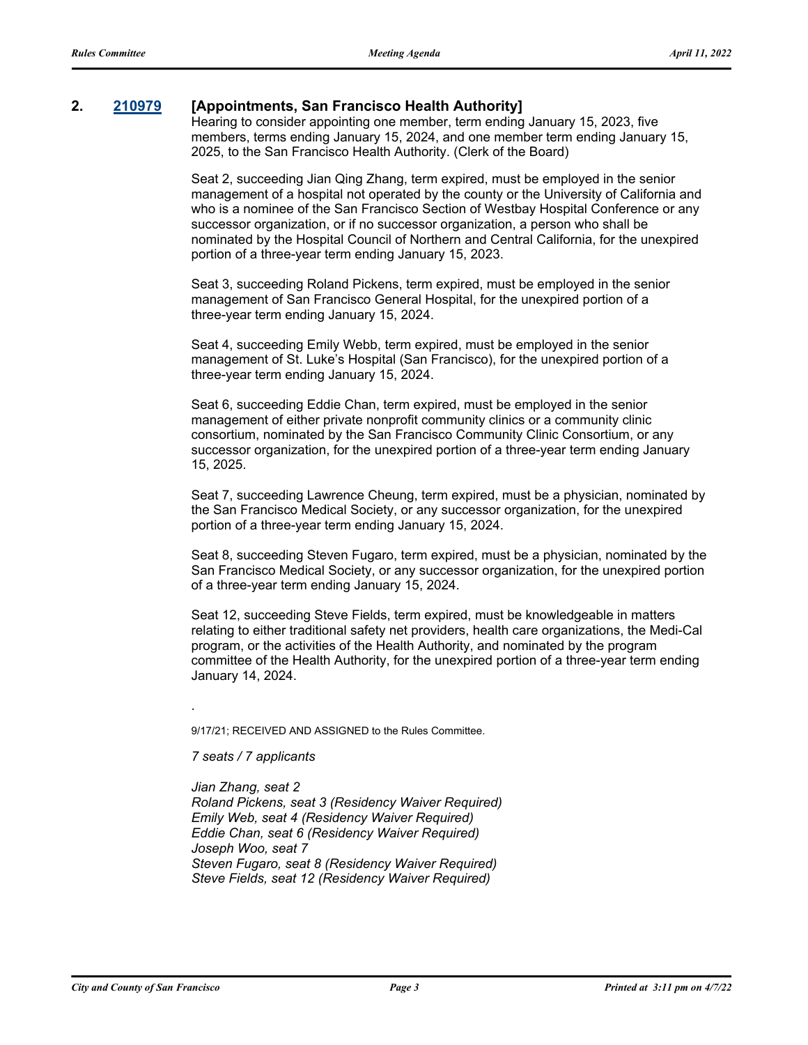## 2. [210979](210979) [Appointments, San Francisco Health Authority]

Hearing to consider appointing one member, term ending January 15, 2023, five members, terms ending January 15, 2024, and one member term ending January 15, 2025, to the San Francisco Health Authority. (Clerk of the Board)

Seat 2, succeeding Jian Qing Zhang, term expired, must be employed in the senior management of a hospital not operated by the county or the University of California and who is a nominee of the San Francisco Section of Westbay Hospital Conference or any successor organization, or if no successor organization, a person who shall be nominated by the Hospital Council of Northern and Central California, for the unexpired portion of a three-year term ending January 15, 2023.

Seat 3, succeeding Roland Pickens, term expired, must be employed in the senior management of San Francisco General Hospital, for the unexpired portion of a three-year term ending January 15, 2024.

Seat 4, succeeding Emily Webb, term expired, must be employed in the senior management of St. Luke's Hospital (San Francisco), for the unexpired portion of a three-year term ending January 15, 2024.

Seat 6, succeeding Eddie Chan, term expired, must be employed in the senior management of either private nonprofit community clinics or a community clinic consortium, nominated by the San Francisco Community Clinic Consortium, or any successor organization, for the unexpired portion of a three-year term ending January 15, 2025.

Seat 7, succeeding Lawrence Cheung, term expired, must be a physician, nominated by the San Francisco Medical Society, or any successor organization, for the unexpired portion of a three-year term ending January 15, 2024.

Seat 8, succeeding Steven Fugaro, term expired, must be a physician, nominated by the San Francisco Medical Society, or any successor organization, for the unexpired portion of a three-year term ending January 15, 2024.

Seat 12, succeeding Steve Fields, term expired, must be knowledgeable in matters relating to either traditional safety net providers, health care organizations, the Medi-Cal program, or the activities of the Health Authority, and nominated by the program committee of the Health Authority, for the unexpired portion of a three-year term ending January 14, 2024.

.

9/17/21; RECEIVED AND ASSIGNED to the Rules Committee.

*7 seats / 7 applicants*

*Jian Zhang, seat 2*
*Roland Pickens, seat 3 (Residency Waiver Required)*
*Emily Web, seat 4 (Residency Waiver Required)*
*Eddie Chan, seat 6 (Residency Waiver Required)*
*Joseph Woo, seat 7*
*Steven Fugaro, seat 8 (Residency Waiver Required)*
*Steve Fields, seat 12 (Residency Waiver Required)*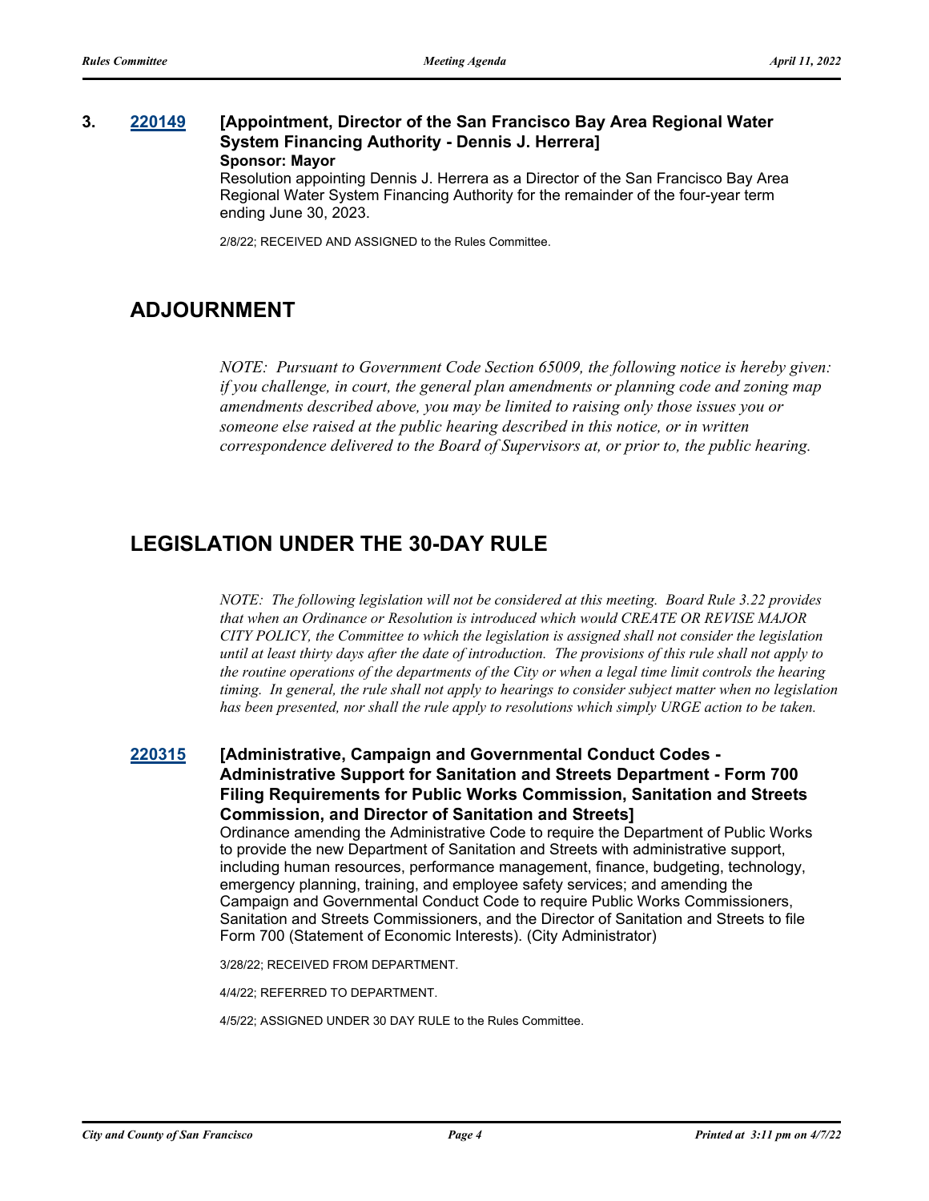**3. [220149](220149) [Appointment, Director of the San Francisco Bay Area Regional Water System Financing Authority - Dennis J. Herrera]**

**Sponsor: Mayor**

Resolution appointing Dennis J. Herrera as a Director of the San Francisco Bay Area Regional Water System Financing Authority for the remainder of the four-year term ending June 30, 2023.

2/8/22; RECEIVED AND ASSIGNED to the Rules Committee.

## ADJOURNMENT

*NOTE: Pursuant to Government Code Section 65009, the following notice is hereby given: if you challenge, in court, the general plan amendments or planning code and zoning map amendments described above, you may be limited to raising only those issues you or someone else raised at the public hearing described in this notice, or in written correspondence delivered to the Board of Supervisors at, or prior to, the public hearing.*

## LEGISLATION UNDER THE 30-DAY RULE

*NOTE: The following legislation will not be considered at this meeting. Board Rule 3.22 provides that when an Ordinance or Resolution is introduced which would CREATE OR REVISE MAJOR CITY POLICY, the Committee to which the legislation is assigned shall not consider the legislation until at least thirty days after the date of introduction. The provisions of this rule shall not apply to the routine operations of the departments of the City or when a legal time limit controls the hearing timing. In general, the rule shall not apply to hearings to consider subject matter when no legislation has been presented, nor shall the rule apply to resolutions which simply URGE action to be taken.*

**220315 [Administrative, Campaign and Governmental Conduct Codes - Administrative Support for Sanitation and Streets Department - Form 700 Filing Requirements for Public Works Commission, Sanitation and Streets Commission, and Director of Sanitation and Streets]**

Ordinance amending the Administrative Code to require the Department of Public Works to provide the new Department of Sanitation and Streets with administrative support, including human resources, performance management, finance, budgeting, technology, emergency planning, training, and employee safety services; and amending the Campaign and Governmental Conduct Code to require Public Works Commissioners, Sanitation and Streets Commissioners, and the Director of Sanitation and Streets to file Form 700 (Statement of Economic Interests). (City Administrator)

3/28/22; RECEIVED FROM DEPARTMENT.

4/4/22; REFERRED TO DEPARTMENT.

4/5/22; ASSIGNED UNDER 30 DAY RULE to the Rules Committee.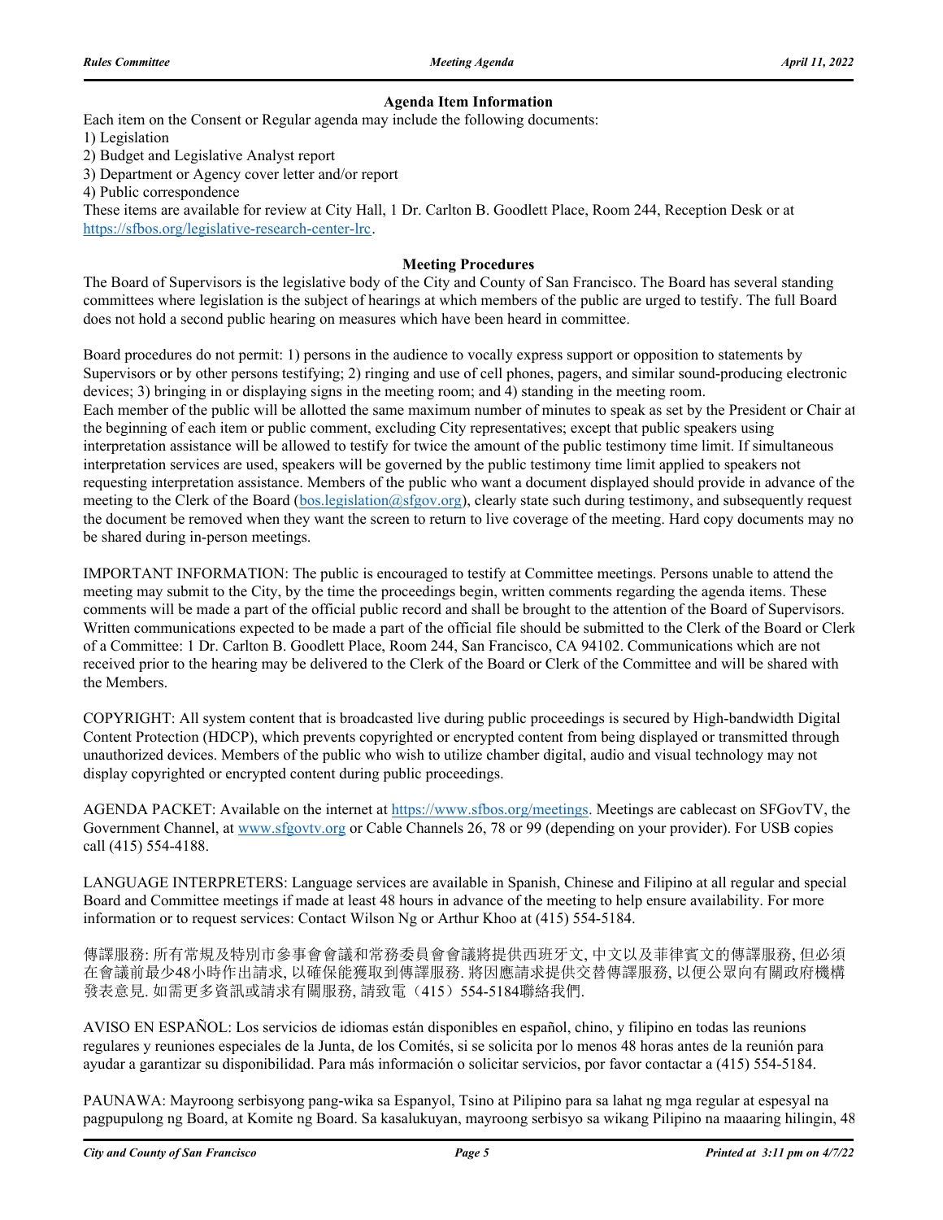### Agenda Item Information

Each item on the Consent or Regular agenda may include the following documents:

1) Legislation
2) Budget and Legislative Analyst report
3) Department or Agency cover letter and/or report
4) Public correspondence

These items are available for review at City Hall, 1 Dr. Carlton B. Goodlett Place, Room 244, Reception Desk or at https://sfbos.org/legislative-research-center-lrc.

### Meeting Procedures

The Board of Supervisors is the legislative body of the City and County of San Francisco. The Board has several standing committees where legislation is the subject of hearings at which members of the public are urged to testify. The full Board does not hold a second public hearing on measures which have been heard in committee.

Board procedures do not permit: 1) persons in the audience to vocally express support or opposition to statements by Supervisors or by other persons testifying; 2) ringing and use of cell phones, pagers, and similar sound-producing electronic devices; 3) bringing in or displaying signs in the meeting room; and 4) standing in the meeting room.
Each member of the public will be allotted the same maximum number of minutes to speak as set by the President or Chair at the beginning of each item or public comment, excluding City representatives; except that public speakers using interpretation assistance will be allowed to testify for twice the amount of the public testimony time limit. If simultaneous interpretation services are used, speakers will be governed by the public testimony time limit applied to speakers not requesting interpretation assistance. Members of the public who want a document displayed should provide in advance of the meeting to the Clerk of the Board (bos.legislation@sfgov.org), clearly state such during testimony, and subsequently request the document be removed when they want the screen to return to live coverage of the meeting. Hard copy documents may no be shared during in-person meetings.

IMPORTANT INFORMATION: The public is encouraged to testify at Committee meetings. Persons unable to attend the meeting may submit to the City, by the time the proceedings begin, written comments regarding the agenda items. These comments will be made a part of the official public record and shall be brought to the attention of the Board of Supervisors. Written communications expected to be made a part of the official file should be submitted to the Clerk of the Board or Clerk of a Committee: 1 Dr. Carlton B. Goodlett Place, Room 244, San Francisco, CA 94102. Communications which are not received prior to the hearing may be delivered to the Clerk of the Board or Clerk of the Committee and will be shared with the Members.

COPYRIGHT: All system content that is broadcasted live during public proceedings is secured by High-bandwidth Digital Content Protection (HDCP), which prevents copyrighted or encrypted content from being displayed or transmitted through unauthorized devices. Members of the public who wish to utilize chamber digital, audio and visual technology may not display copyrighted or encrypted content during public proceedings.

AGENDA PACKET: Available on the internet at https://www.sfbos.org/meetings. Meetings are cablecast on SFGovTV, the Government Channel, at www.sfgovtv.org or Cable Channels 26, 78 or 99 (depending on your provider). For USB copies call (415) 554-4188.

LANGUAGE INTERPRETERS: Language services are available in Spanish, Chinese and Filipino at all regular and special Board and Committee meetings if made at least 48 hours in advance of the meeting to help ensure availability. For more information or to request services: Contact Wilson Ng or Arthur Khoo at (415) 554-5184.

傳譯服務: 所有常規及特別市參事會會議和常務委員會會議將提供西班牙文, 中文以及菲律賓文的傳譯服務, 但必須在會議前最少48小時作出請求, 以確保能獲取到傳譯服務. 將因應請求提供交替傳譯服務, 以便公眾向有關政府機構發表意見. 如需更多資訊或請求有關服務, 請致電（415）554-5184聯絡我們.

AVISO EN ESPAÑOL: Los servicios de idiomas están disponibles en español, chino, y filipino en todas las reunions regulares y reuniones especiales de la Junta, de los Comités, si se solicita por lo menos 48 horas antes de la reunión para ayudar a garantizar su disponibilidad. Para más información o solicitar servicios, por favor contactar a (415) 554-5184.

PAUNAWA: Mayroong serbisyong pang-wika sa Espanyol, Tsino at Pilipino para sa lahat ng mga regular at espesyal na pagpupulong ng Board, at Komite ng Board. Sa kasalukuyan, mayroong serbisyo sa wikang Pilipino na maaaring hilingin, 48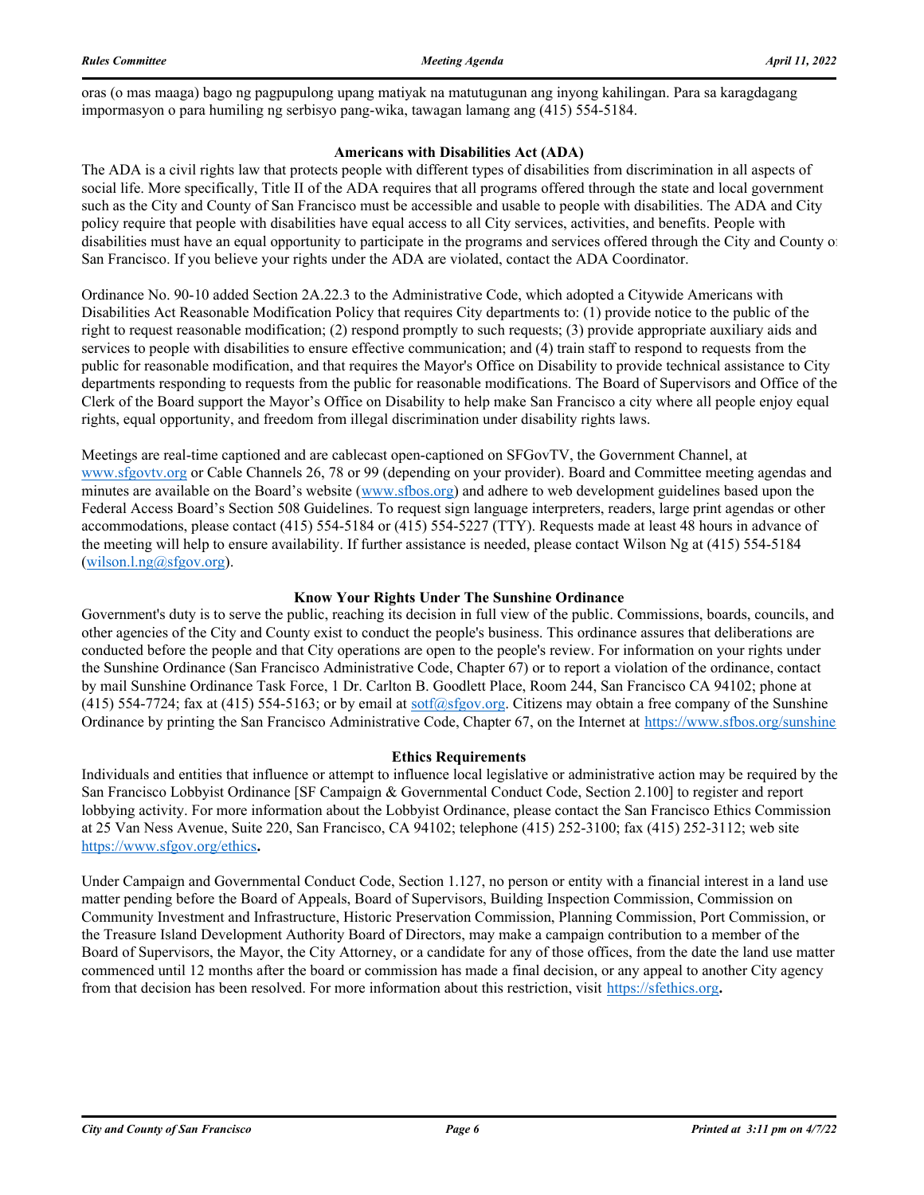oras (o mas maaga) bago ng pagpupulong upang matiyak na matutugunan ang inyong kahilingan. Para sa karagdagang impormasyon o para humiling ng serbisyo pang-wika, tawagan lamang ang (415) 554-5184.

### Americans with Disabilities Act (ADA)

The ADA is a civil rights law that protects people with different types of disabilities from discrimination in all aspects of social life. More specifically, Title II of the ADA requires that all programs offered through the state and local government such as the City and County of San Francisco must be accessible and usable to people with disabilities. The ADA and City policy require that people with disabilities have equal access to all City services, activities, and benefits. People with disabilities must have an equal opportunity to participate in the programs and services offered through the City and County of San Francisco. If you believe your rights under the ADA are violated, contact the ADA Coordinator.

Ordinance No. 90-10 added Section 2A.22.3 to the Administrative Code, which adopted a Citywide Americans with Disabilities Act Reasonable Modification Policy that requires City departments to: (1) provide notice to the public of the right to request reasonable modification; (2) respond promptly to such requests; (3) provide appropriate auxiliary aids and services to people with disabilities to ensure effective communication; and (4) train staff to respond to requests from the public for reasonable modification, and that requires the Mayor's Office on Disability to provide technical assistance to City departments responding to requests from the public for reasonable modifications. The Board of Supervisors and Office of the Clerk of the Board support the Mayor's Office on Disability to help make San Francisco a city where all people enjoy equal rights, equal opportunity, and freedom from illegal discrimination under disability rights laws.

Meetings are real-time captioned and are cablecast open-captioned on SFGovTV, the Government Channel, at www.sfgovtv.org or Cable Channels 26, 78 or 99 (depending on your provider). Board and Committee meeting agendas and minutes are available on the Board's website (www.sfbos.org) and adhere to web development guidelines based upon the Federal Access Board's Section 508 Guidelines. To request sign language interpreters, readers, large print agendas or other accommodations, please contact (415) 554-5184 or (415) 554-5227 (TTY). Requests made at least 48 hours in advance of the meeting will help to ensure availability. If further assistance is needed, please contact Wilson Ng at (415) 554-5184 (wilson.l.ng@sfgov.org).

### Know Your Rights Under The Sunshine Ordinance

Government's duty is to serve the public, reaching its decision in full view of the public. Commissions, boards, councils, and other agencies of the City and County exist to conduct the people's business. This ordinance assures that deliberations are conducted before the people and that City operations are open to the people's review. For information on your rights under the Sunshine Ordinance (San Francisco Administrative Code, Chapter 67) or to report a violation of the ordinance, contact by mail Sunshine Ordinance Task Force, 1 Dr. Carlton B. Goodlett Place, Room 244, San Francisco CA 94102; phone at (415) 554-7724; fax at (415) 554-5163; or by email at sotf@sfgov.org. Citizens may obtain a free company of the Sunshine Ordinance by printing the San Francisco Administrative Code, Chapter 67, on the Internet at https://www.sfbos.org/sunshine

### Ethics Requirements

Individuals and entities that influence or attempt to influence local legislative or administrative action may be required by the San Francisco Lobbyist Ordinance [SF Campaign & Governmental Conduct Code, Section 2.100] to register and report lobbying activity. For more information about the Lobbyist Ordinance, please contact the San Francisco Ethics Commission at 25 Van Ness Avenue, Suite 220, San Francisco, CA 94102; telephone (415) 252-3100; fax (415) 252-3112; web site https://www.sfgov.org/ethics**.**

Under Campaign and Governmental Conduct Code, Section 1.127, no person or entity with a financial interest in a land use matter pending before the Board of Appeals, Board of Supervisors, Building Inspection Commission, Commission on Community Investment and Infrastructure, Historic Preservation Commission, Planning Commission, Port Commission, or the Treasure Island Development Authority Board of Directors, may make a campaign contribution to a member of the Board of Supervisors, the Mayor, the City Attorney, or a candidate for any of those offices, from the date the land use matter commenced until 12 months after the board or commission has made a final decision, or any appeal to another City agency from that decision has been resolved. For more information about this restriction, visit https://sfethics.org**.**